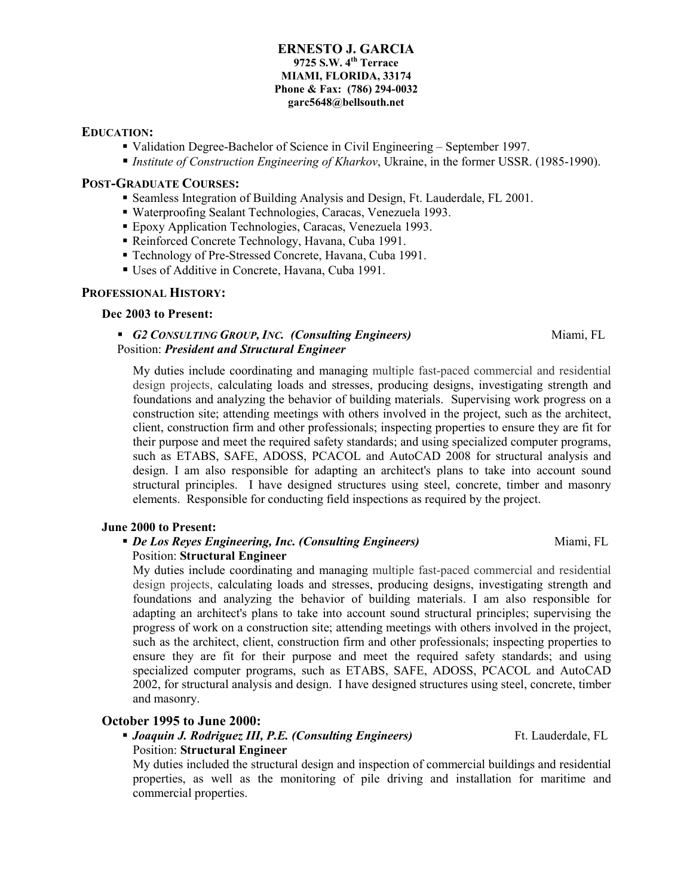# ERNESTO J. GARCIA

**9725 S.W. 4th Terrace**
**MIAMI, FLORIDA, 33174**
**Phone & Fax: (786) 294-0032**
**garc5648@bellsouth.net**

## EDUCATION:

- Validation Degree-Bachelor of Science in Civil Engineering – September 1997.
- *Institute of Construction Engineering of Kharkov*, Ukraine, in the former USSR. (1985-1990).

## POST-GRADUATE COURSES:

- Seamless Integration of Building Analysis and Design, Ft. Lauderdale, FL 2001.
- Waterproofing Sealant Technologies, Caracas, Venezuela 1993.
- Epoxy Application Technologies, Caracas, Venezuela 1993.
- Reinforced Concrete Technology, Havana, Cuba 1991.
- Technology of Pre-Stressed Concrete, Havana, Cuba 1991.
- Uses of Additive in Concrete, Havana, Cuba 1991.

## PROFESSIONAL HISTORY:

### Dec 2003 to Present:

- ***G2 CONSULTING GROUP, INC. (Consulting Engineers)*** Miami, FL
  Position: ***President and Structural Engineer***

  My duties include coordinating and managing multiple fast-paced commercial and residential design projects, calculating loads and stresses, producing designs, investigating strength and foundations and analyzing the behavior of building materials. Supervising work progress on a construction site; attending meetings with others involved in the project, such as the architect, client, construction firm and other professionals; inspecting properties to ensure they are fit for their purpose and meet the required safety standards; and using specialized computer programs, such as ETABS, SAFE, ADOSS, PCACOL and AutoCAD 2008 for structural analysis and design. I am also responsible for adapting an architect's plans to take into account sound structural principles. I have designed structures using steel, concrete, timber and masonry elements. Responsible for conducting field inspections as required by the project.

### June 2000 to Present:

- ***De Los Reyes Engineering, Inc. (Consulting Engineers)*** Miami, FL
  Position: **Structural Engineer**
  My duties include coordinating and managing multiple fast-paced commercial and residential design projects, calculating loads and stresses, producing designs, investigating strength and foundations and analyzing the behavior of building materials. I am also responsible for adapting an architect's plans to take into account sound structural principles; supervising the progress of work on a construction site; attending meetings with others involved in the project, such as the architect, client, construction firm and other professionals; inspecting properties to ensure they are fit for their purpose and meet the required safety standards; and using specialized computer programs, such as ETABS, SAFE, ADOSS, PCACOL and AutoCAD 2002, for structural analysis and design. I have designed structures using steel, concrete, timber and masonry.

### October 1995 to June 2000:

- ***Joaquin J. Rodriguez III, P.E. (Consulting Engineers)*** Ft. Lauderdale, FL
  Position: **Structural Engineer**
  My duties included the structural design and inspection of commercial buildings and residential properties, as well as the monitoring of pile driving and installation for maritime and commercial properties.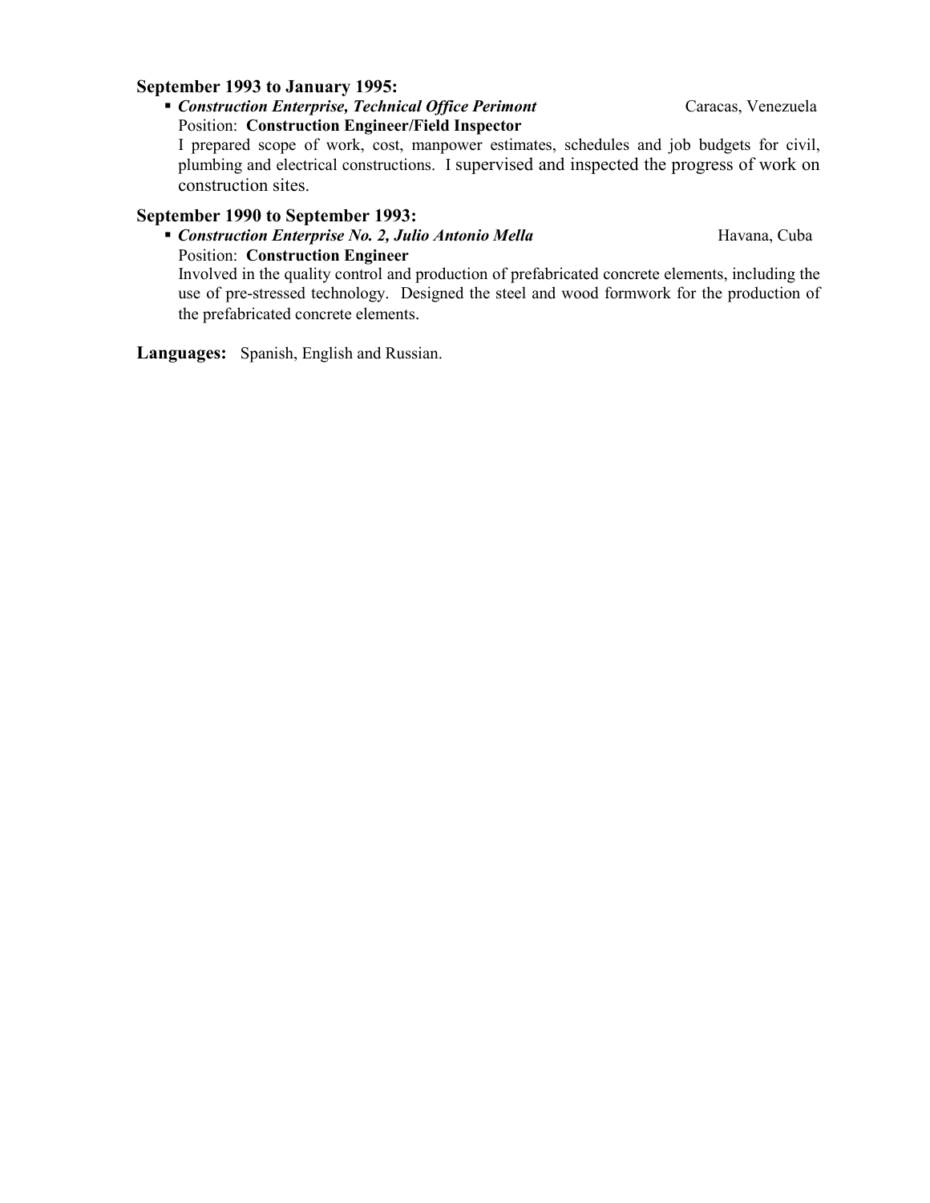**September 1993 to January 1995:**

- ***Construction Enterprise, Technical Office Perimont*** Caracas, Venezuela
  Position: **Construction Engineer/Field Inspector**
  I prepared scope of work, cost, manpower estimates, schedules and job budgets for civil, plumbing and electrical constructions. I supervised and inspected the progress of work on construction sites.

**September 1990 to September 1993:**

- ***Construction Enterprise No. 2, Julio Antonio Mella*** Havana, Cuba
  Position: **Construction Engineer**
  Involved in the quality control and production of prefabricated concrete elements, including the use of pre-stressed technology. Designed the steel and wood formwork for the production of the prefabricated concrete elements.

**Languages:** Spanish, English and Russian.